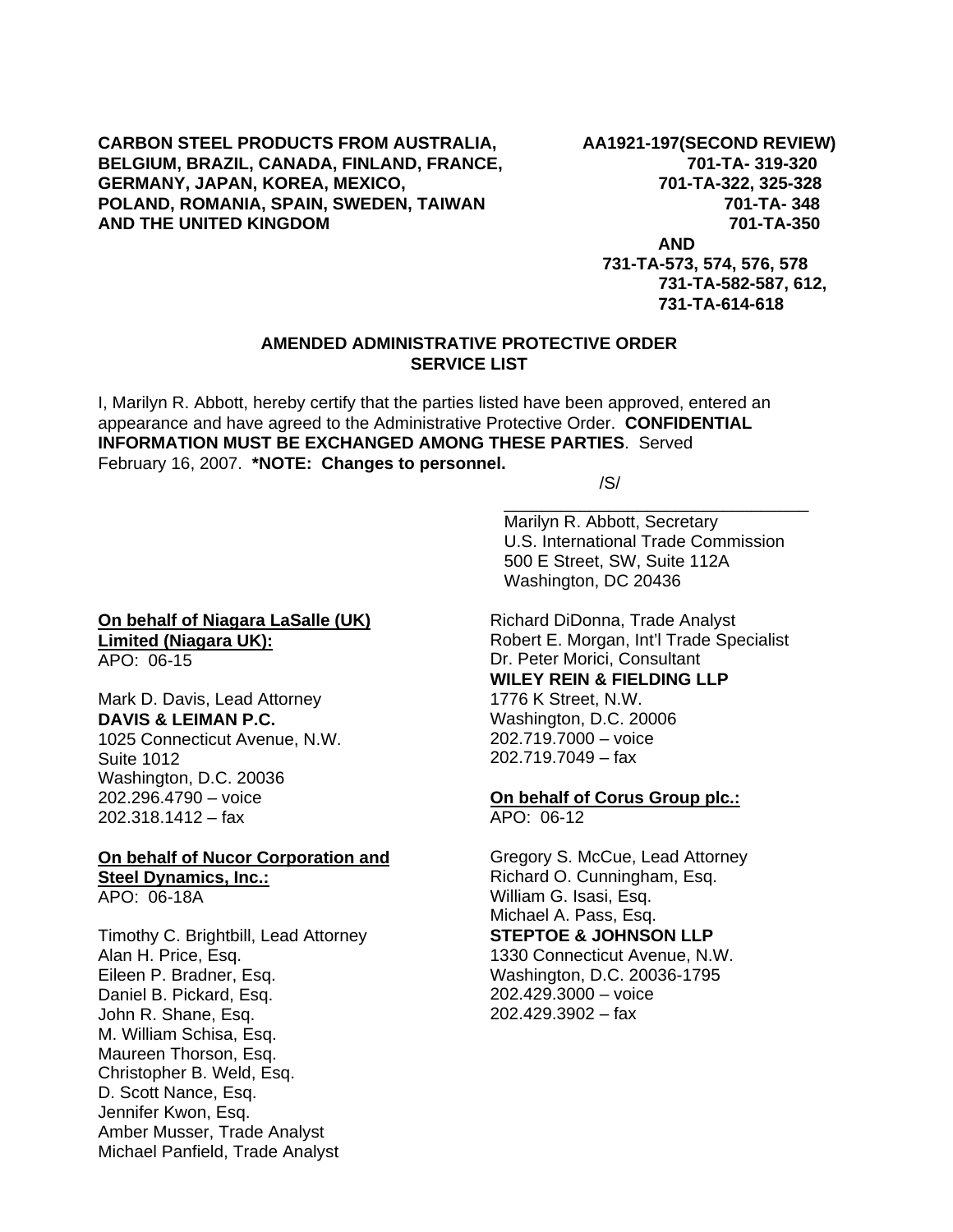**CARBON STEEL PRODUCTS FROM AUSTRALIA, BELGIUM, BRAZIL, CANADA, FINLAND, FRANCE, GERMANY, JAPAN, KOREA, MEXICO, POLAND, ROMANIA, SPAIN, SWEDEN, TAIWAN AND THE UNITED KINGDOM**

**AA1921-197(SECOND REVIEW)**
**701-TA- 319-320**
**701-TA-322, 325-328**
**701-TA- 348**
**701-TA-350**
**AND**
**731-TA-573, 574, 576, 578**
**731-TA-582-587, 612,**
**731-TA-614-618**

## AMENDED ADMINISTRATIVE PROTECTIVE ORDER SERVICE LIST

I, Marilyn R. Abbott, hereby certify that the parties listed have been approved, entered an appearance and have agreed to the Administrative Protective Order. **CONFIDENTIAL INFORMATION MUST BE EXCHANGED AMONG THESE PARTIES**. Served February 16, 2007. **\*NOTE: Changes to personnel.**

/S/
\_\_\_\_\_\_\_\_\_\_\_\_\_\_\_\_\_\_\_\_\_\_\_\_\_\_\_\_\_\_\_\_
Marilyn R. Abbott, Secretary
U.S. International Trade Commission
500 E Street, SW, Suite 112A
Washington, DC 20436

**On behalf of Niagara LaSalle (UK) Limited (Niagara UK):**
APO: 06-15

Mark D. Davis, Lead Attorney
**DAVIS & LEIMAN P.C.**
1025 Connecticut Avenue, N.W.
Suite 1012
Washington, D.C. 20036
202.296.4790 – voice
202.318.1412 – fax

**On behalf of Nucor Corporation and Steel Dynamics, Inc.:**
APO: 06-18A

Timothy C. Brightbill, Lead Attorney
Alan H. Price, Esq.
Eileen P. Bradner, Esq.
Daniel B. Pickard, Esq.
John R. Shane, Esq.
M. William Schisa, Esq.
Maureen Thorson, Esq.
Christopher B. Weld, Esq.
D. Scott Nance, Esq.
Jennifer Kwon, Esq.
Amber Musser, Trade Analyst
Michael Panfield, Trade Analyst
Richard DiDonna, Trade Analyst
Robert E. Morgan, Int'l Trade Specialist
Dr. Peter Morici, Consultant
**WILEY REIN & FIELDING LLP**
1776 K Street, N.W.
Washington, D.C. 20006
202.719.7000 – voice
202.719.7049 – fax

**On behalf of Corus Group plc.:**
APO: 06-12

Gregory S. McCue, Lead Attorney
Richard O. Cunningham, Esq.
William G. Isasi, Esq.
Michael A. Pass, Esq.
**STEPTOE & JOHNSON LLP**
1330 Connecticut Avenue, N.W.
Washington, D.C. 20036-1795
202.429.3000 – voice
202.429.3902 – fax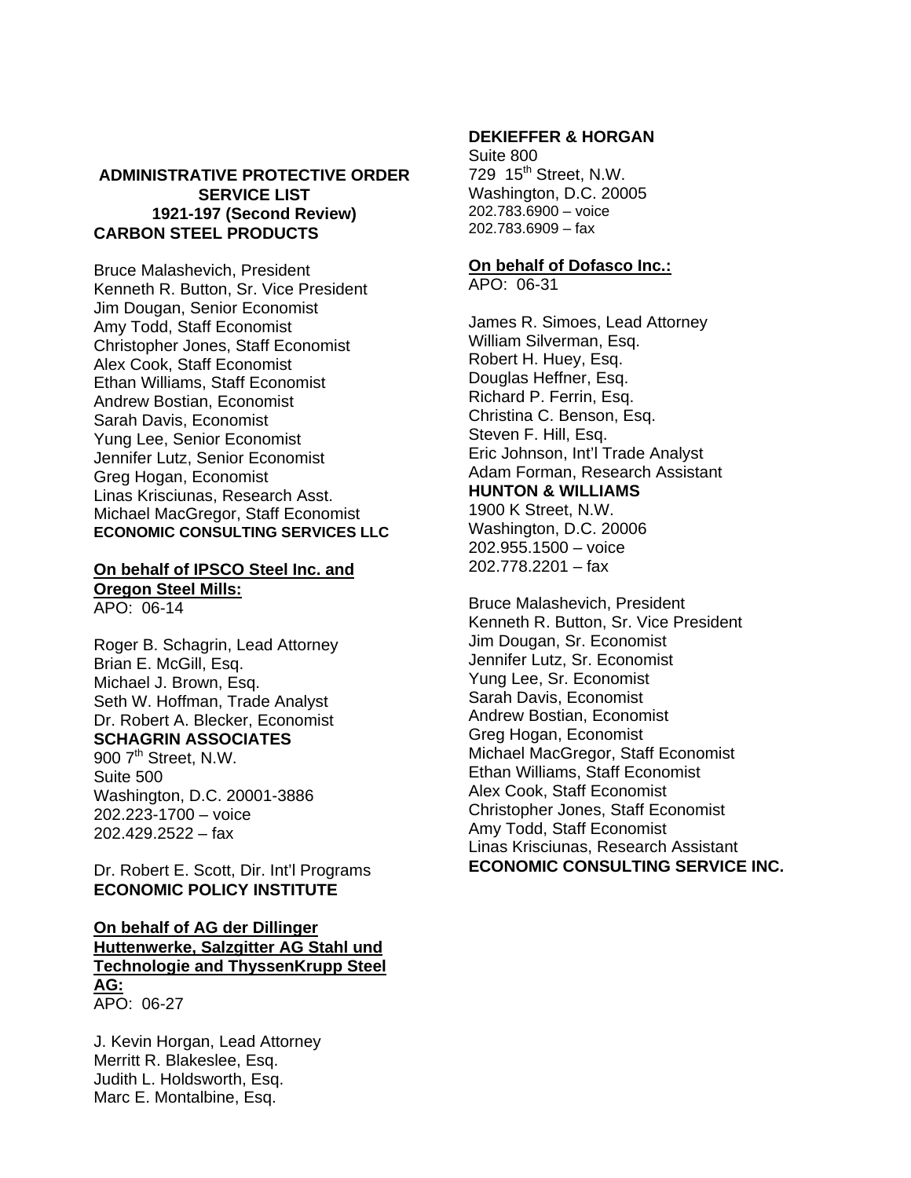**ADMINISTRATIVE PROTECTIVE ORDER SERVICE LIST**
**1921-197 (Second Review)**
**CARBON STEEL PRODUCTS**

Bruce Malashevich, President
Kenneth R. Button, Sr. Vice President
Jim Dougan, Senior Economist
Amy Todd, Staff Economist
Christopher Jones, Staff Economist
Alex Cook, Staff Economist
Ethan Williams, Staff Economist
Andrew Bostian, Economist
Sarah Davis, Economist
Yung Lee, Senior Economist
Jennifer Lutz, Senior Economist
Greg Hogan, Economist
Linas Krisciunas, Research Asst.
Michael MacGregor, Staff Economist
**ECONOMIC CONSULTING SERVICES LLC**

**On behalf of IPSCO Steel Inc. and Oregon Steel Mills:**
APO: 06-14

Roger B. Schagrin, Lead Attorney
Brian E. McGill, Esq.
Michael J. Brown, Esq.
Seth W. Hoffman, Trade Analyst
Dr. Robert A. Blecker, Economist
**SCHAGRIN ASSOCIATES**
900 7th Street, N.W.
Suite 500
Washington, D.C. 20001-3886
202.223-1700 – voice
202.429.2522 – fax

Dr. Robert E. Scott, Dir. Int'l Programs
**ECONOMIC POLICY INSTITUTE**

**On behalf of AG der Dillinger Huttenwerke, Salzgitter AG Stahl und Technologie and ThyssenKrupp Steel AG:**
APO: 06-27

J. Kevin Horgan, Lead Attorney
Merritt R. Blakeslee, Esq.
Judith L. Holdsworth, Esq.
Marc E. Montalbine, Esq.
**DEKIEFFER & HORGAN**
Suite 800
729 15th Street, N.W.
Washington, D.C. 20005
202.783.6900 – voice
202.783.6909 – fax

**On behalf of Dofasco Inc.:**
APO: 06-31

James R. Simoes, Lead Attorney
William Silverman, Esq.
Robert H. Huey, Esq.
Douglas Heffner, Esq.
Richard P. Ferrin, Esq.
Christina C. Benson, Esq.
Steven F. Hill, Esq.
Eric Johnson, Int'l Trade Analyst
Adam Forman, Research Assistant
**HUNTON & WILLIAMS**
1900 K Street, N.W.
Washington, D.C. 20006
202.955.1500 – voice
202.778.2201 – fax

Bruce Malashevich, President
Kenneth R. Button, Sr. Vice President
Jim Dougan, Sr. Economist
Jennifer Lutz, Sr. Economist
Yung Lee, Sr. Economist
Sarah Davis, Economist
Andrew Bostian, Economist
Greg Hogan, Economist
Michael MacGregor, Staff Economist
Ethan Williams, Staff Economist
Alex Cook, Staff Economist
Christopher Jones, Staff Economist
Amy Todd, Staff Economist
Linas Krisciunas, Research Assistant
**ECONOMIC CONSULTING SERVICE INC.**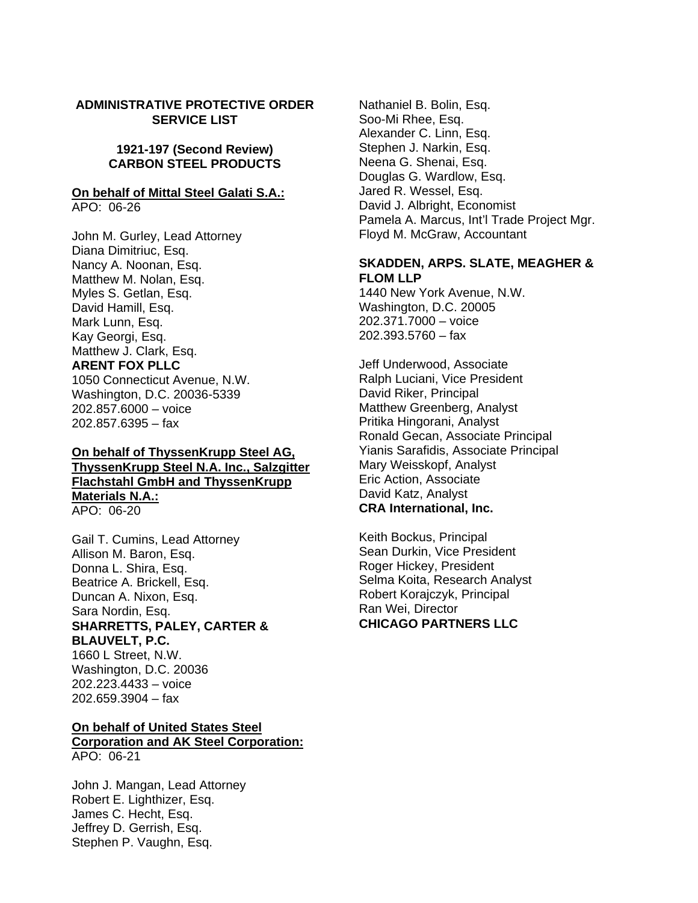**ADMINISTRATIVE PROTECTIVE ORDER SERVICE LIST**

**1921-197 (Second Review)**
**CARBON STEEL PRODUCTS**

**On behalf of Mittal Steel Galati S.A.:**
APO: 06-26

John M. Gurley, Lead Attorney
Diana Dimitriuc, Esq.
Nancy A. Noonan, Esq.
Matthew M. Nolan, Esq.
Myles S. Getlan, Esq.
David Hamill, Esq.
Mark Lunn, Esq.
Kay Georgi, Esq.
Matthew J. Clark, Esq.
**ARENT FOX PLLC**
1050 Connecticut Avenue, N.W.
Washington, D.C. 20036-5339
202.857.6000 – voice
202.857.6395 – fax

**On behalf of ThyssenKrupp Steel AG, ThyssenKrupp Steel N.A. Inc., Salzgitter Flachstahl GmbH and ThyssenKrupp Materials N.A.:**
APO: 06-20

Gail T. Cumins, Lead Attorney
Allison M. Baron, Esq.
Donna L. Shira, Esq.
Beatrice A. Brickell, Esq.
Duncan A. Nixon, Esq.
Sara Nordin, Esq.
**SHARRETTS, PALEY, CARTER & BLAUVELT, P.C.**
1660 L Street, N.W.
Washington, D.C. 20036
202.223.4433 – voice
202.659.3904 – fax

**On behalf of United States Steel Corporation and AK Steel Corporation:**
APO: 06-21

John J. Mangan, Lead Attorney
Robert E. Lighthizer, Esq.
James C. Hecht, Esq.
Jeffrey D. Gerrish, Esq.
Stephen P. Vaughn, Esq.
Nathaniel B. Bolin, Esq.
Soo-Mi Rhee, Esq.
Alexander C. Linn, Esq.
Stephen J. Narkin, Esq.
Neena G. Shenai, Esq.
Douglas G. Wardlow, Esq.
Jared R. Wessel, Esq.
David J. Albright, Economist
Pamela A. Marcus, Int'l Trade Project Mgr.
Floyd M. McGraw, Accountant

**SKADDEN, ARPS. SLATE, MEAGHER & FLOM LLP**
1440 New York Avenue, N.W.
Washington, D.C. 20005
202.371.7000 – voice
202.393.5760 – fax

Jeff Underwood, Associate
Ralph Luciani, Vice President
David Riker, Principal
Matthew Greenberg, Analyst
Pritika Hingorani, Analyst
Ronald Gecan, Associate Principal
Yianis Sarafidis, Associate Principal
Mary Weisskopf, Analyst
Eric Action, Associate
David Katz, Analyst
**CRA International, Inc.**

Keith Bockus, Principal
Sean Durkin, Vice President
Roger Hickey, President
Selma Koita, Research Analyst
Robert Korajczyk, Principal
Ran Wei, Director
**CHICAGO PARTNERS LLC**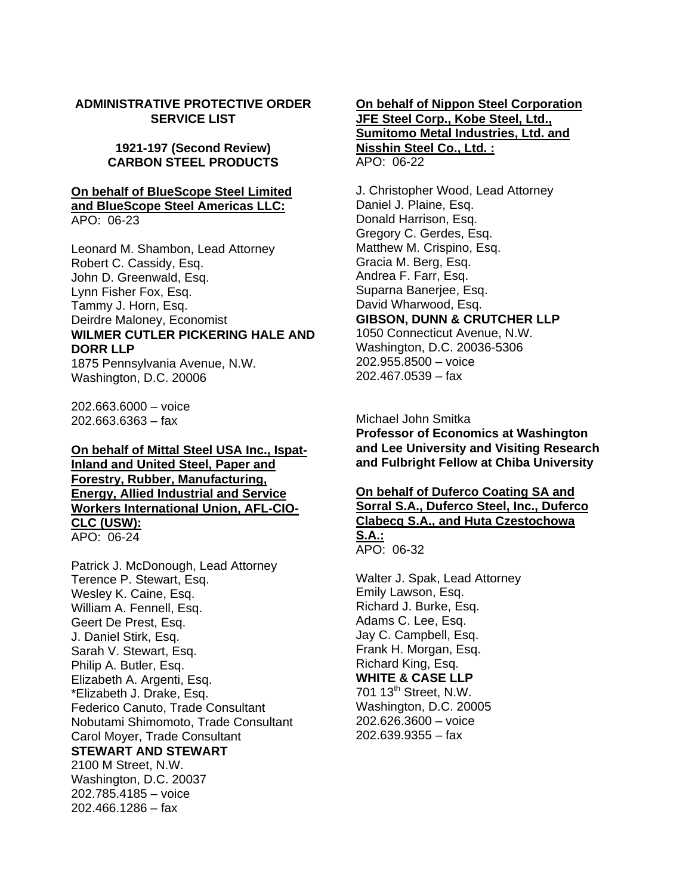**ADMINISTRATIVE PROTECTIVE ORDER SERVICE LIST**

**1921-197 (Second Review)**
**CARBON STEEL PRODUCTS**

**On behalf of BlueScope Steel Limited and BlueScope Steel Americas LLC:**
APO: 06-23

Leonard M. Shambon, Lead Attorney
Robert C. Cassidy, Esq.
John D. Greenwald, Esq.
Lynn Fisher Fox, Esq.
Tammy J. Horn, Esq.
Deirdre Maloney, Economist
**WILMER CUTLER PICKERING HALE AND DORR LLP**
1875 Pennsylvania Avenue, N.W.
Washington, D.C. 20006

202.663.6000 – voice
202.663.6363 – fax

**On behalf of Mittal Steel USA Inc., Ispat-Inland and United Steel, Paper and Forestry, Rubber, Manufacturing, Energy, Allied Industrial and Service Workers International Union, AFL-CIO-CLC (USW):**
APO: 06-24

Patrick J. McDonough, Lead Attorney
Terence P. Stewart, Esq.
Wesley K. Caine, Esq.
William A. Fennell, Esq.
Geert De Prest, Esq.
J. Daniel Stirk, Esq.
Sarah V. Stewart, Esq.
Philip A. Butler, Esq.
Elizabeth A. Argenti, Esq.
*Elizabeth J. Drake, Esq.
Federico Canuto, Trade Consultant
Nobutami Shimomoto, Trade Consultant
Carol Moyer, Trade Consultant
**STEWART AND STEWART**
2100 M Street, N.W.
Washington, D.C. 20037
202.785.4185 – voice
202.466.1286 – fax

**On behalf of Nippon Steel Corporation JFE Steel Corp., Kobe Steel, Ltd., Sumitomo Metal Industries, Ltd. and Nisshin Steel Co., Ltd. :**
APO: 06-22

J. Christopher Wood, Lead Attorney
Daniel J. Plaine, Esq.
Donald Harrison, Esq.
Gregory C. Gerdes, Esq.
Matthew M. Crispino, Esq.
Gracia M. Berg, Esq.
Andrea F. Farr, Esq.
Suparna Banerjee, Esq.
David Wharwood, Esq.
**GIBSON, DUNN & CRUTCHER LLP**
1050 Connecticut Avenue, N.W.
Washington, D.C. 20036-5306
202.955.8500 – voice
202.467.0539 – fax

Michael John Smitka
**Professor of Economics at Washington and Lee University and Visiting Research and Fulbright Fellow at Chiba University**

**On behalf of Duferco Coating SA and Sorral S.A., Duferco Steel, Inc., Duferco Clabecq S.A., and Huta Czestochowa S.A.:**
APO: 06-32

Walter J. Spak, Lead Attorney
Emily Lawson, Esq.
Richard J. Burke, Esq.
Adams C. Lee, Esq.
Jay C. Campbell, Esq.
Frank H. Morgan, Esq.
Richard King, Esq.
**WHITE & CASE LLP**
701 13th Street, N.W.
Washington, D.C. 20005
202.626.3600 – voice
202.639.9355 – fax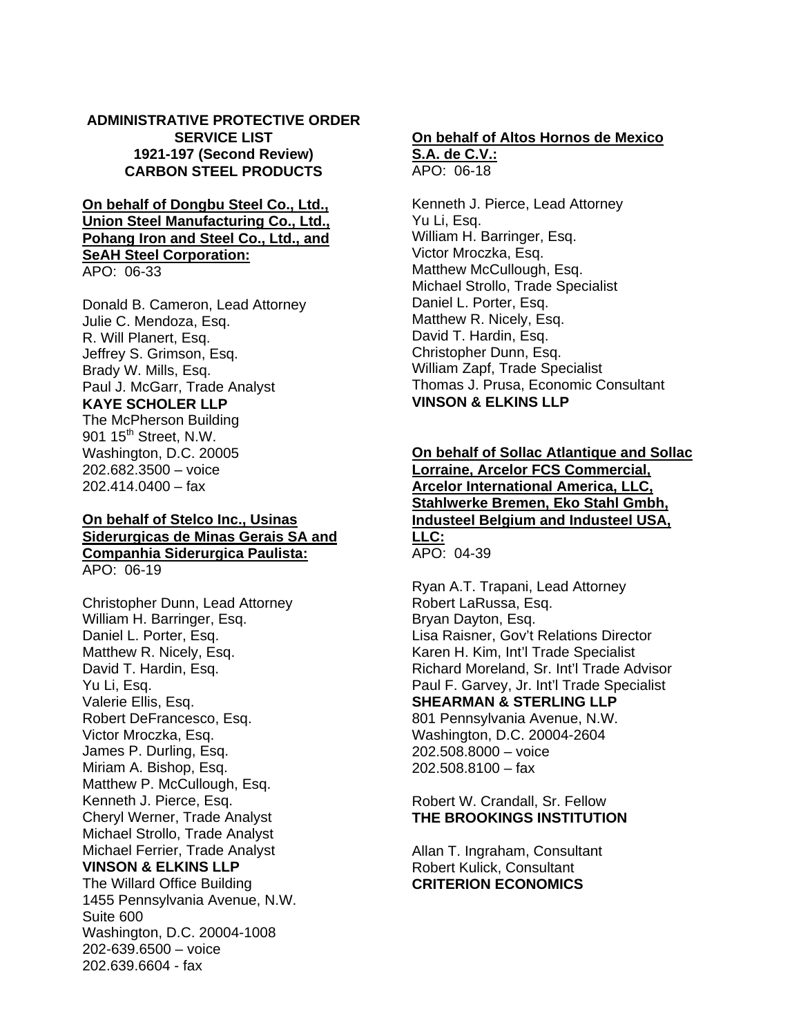**ADMINISTRATIVE PROTECTIVE ORDER SERVICE LIST**
**1921-197 (Second Review)**
**CARBON STEEL PRODUCTS**

**On behalf of Dongbu Steel Co., Ltd., Union Steel Manufacturing Co., Ltd., Pohang Iron and Steel Co., Ltd., and SeAH Steel Corporation:**
APO: 06-33

Donald B. Cameron, Lead Attorney
Julie C. Mendoza, Esq.
R. Will Planert, Esq.
Jeffrey S. Grimson, Esq.
Brady W. Mills, Esq.
Paul J. McGarr, Trade Analyst
**KAYE SCHOLER LLP**
The McPherson Building
901 15th Street, N.W.
Washington, D.C. 20005
202.682.3500 – voice
202.414.0400 – fax

**On behalf of Stelco Inc., Usinas Siderurgicas de Minas Gerais SA and Companhia Siderurgica Paulista:**
APO: 06-19

Christopher Dunn, Lead Attorney
William H. Barringer, Esq.
Daniel L. Porter, Esq.
Matthew R. Nicely, Esq.
David T. Hardin, Esq.
Yu Li, Esq.
Valerie Ellis, Esq.
Robert DeFrancesco, Esq.
Victor Mroczka, Esq.
James P. Durling, Esq.
Miriam A. Bishop, Esq.
Matthew P. McCullough, Esq.
Kenneth J. Pierce, Esq.
Cheryl Werner, Trade Analyst
Michael Strollo, Trade Analyst
Michael Ferrier, Trade Analyst
**VINSON & ELKINS LLP**
The Willard Office Building
1455 Pennsylvania Avenue, N.W.
Suite 600
Washington, D.C. 20004-1008
202-639.6500 – voice
202.639.6604 - fax

**On behalf of Altos Hornos de Mexico S.A. de C.V.:**
APO: 06-18

Kenneth J. Pierce, Lead Attorney
Yu Li, Esq.
William H. Barringer, Esq.
Victor Mroczka, Esq.
Matthew McCullough, Esq.
Michael Strollo, Trade Specialist
Daniel L. Porter, Esq.
Matthew R. Nicely, Esq.
David T. Hardin, Esq.
Christopher Dunn, Esq.
William Zapf, Trade Specialist
Thomas J. Prusa, Economic Consultant
**VINSON & ELKINS LLP**

**On behalf of Sollac Atlantique and Sollac Lorraine, Arcelor FCS Commercial, Arcelor International America, LLC, Stahlwerke Bremen, Eko Stahl Gmbh, Industeel Belgium and Industeel USA, LLC:**
APO: 04-39

Ryan A.T. Trapani, Lead Attorney
Robert LaRussa, Esq.
Bryan Dayton, Esq.
Lisa Raisner, Gov't Relations Director
Karen H. Kim, Int'l Trade Specialist
Richard Moreland, Sr. Int'l Trade Advisor
Paul F. Garvey, Jr. Int'l Trade Specialist
**SHEARMAN & STERLING LLP**
801 Pennsylvania Avenue, N.W.
Washington, D.C. 20004-2604
202.508.8000 – voice
202.508.8100 – fax

Robert W. Crandall, Sr. Fellow
**THE BROOKINGS INSTITUTION**

Allan T. Ingraham, Consultant
Robert Kulick, Consultant
**CRITERION ECONOMICS**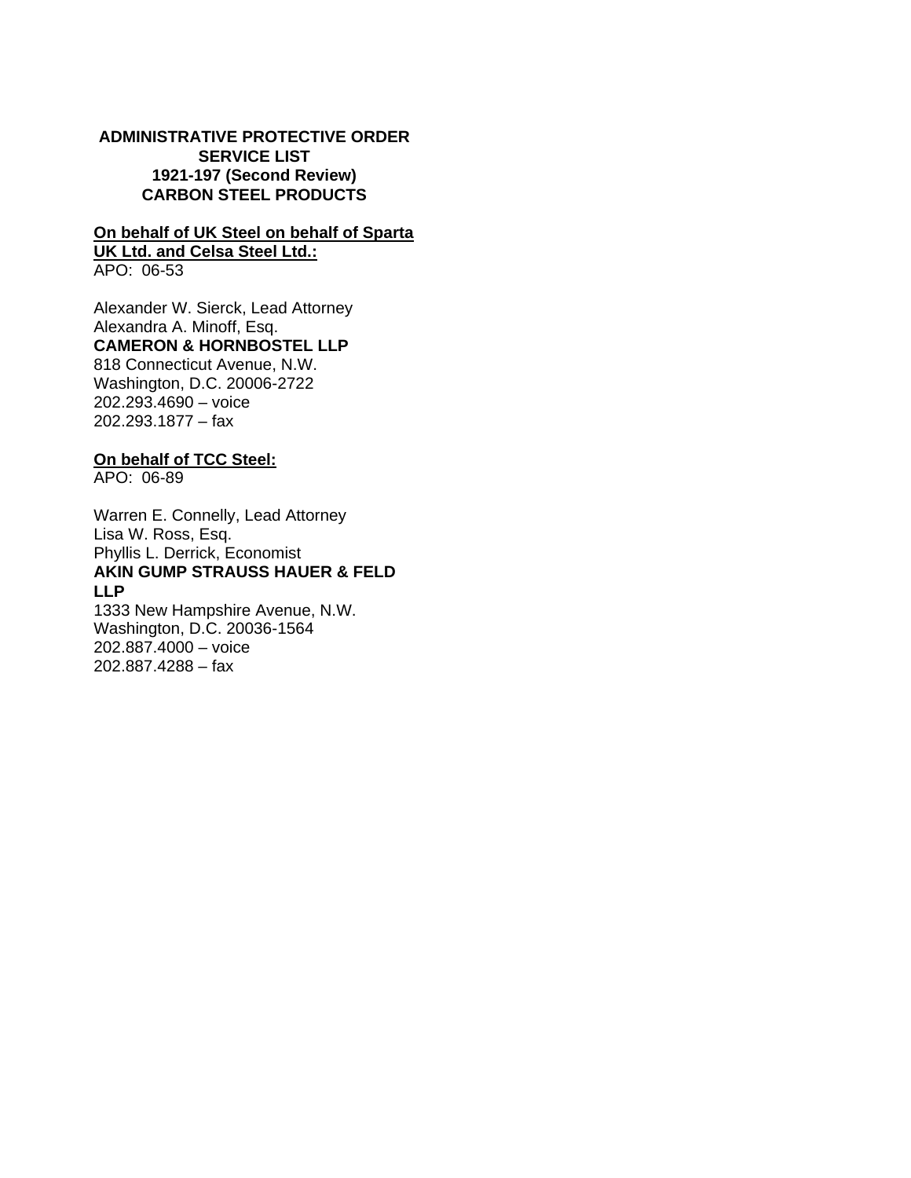**ADMINISTRATIVE PROTECTIVE ORDER**
**SERVICE LIST**
**1921-197 (Second Review)**
**CARBON STEEL PRODUCTS**

**On behalf of UK Steel on behalf of Sparta UK Ltd. and Celsa Steel Ltd.:**
APO: 06-53

Alexander W. Sierck, Lead Attorney
Alexandra A. Minoff, Esq.
**CAMERON & HORNBOSTEL LLP**
818 Connecticut Avenue, N.W.
Washington, D.C. 20006-2722
202.293.4690 – voice
202.293.1877 – fax

**On behalf of TCC Steel:**
APO: 06-89

Warren E. Connelly, Lead Attorney
Lisa W. Ross, Esq.
Phyllis L. Derrick, Economist
**AKIN GUMP STRAUSS HAUER & FELD LLP**
1333 New Hampshire Avenue, N.W.
Washington, D.C. 20036-1564
202.887.4000 – voice
202.887.4288 – fax